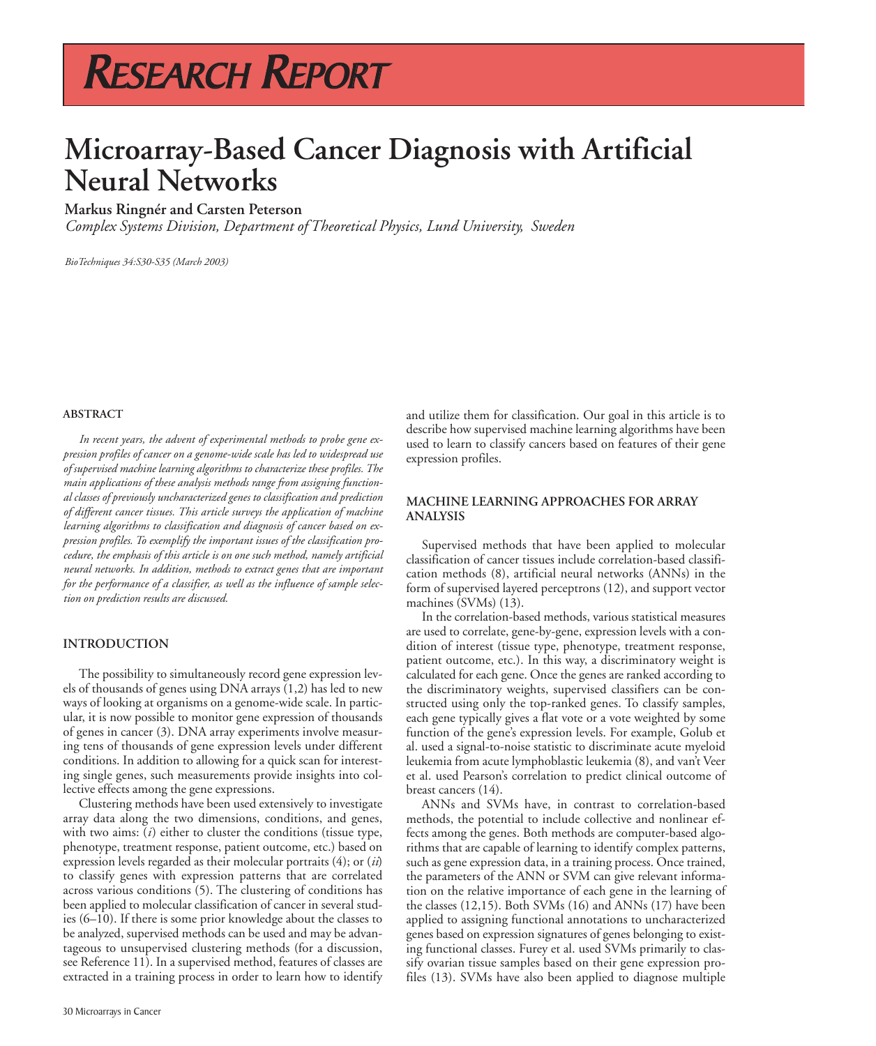# RESEARCH REPORT

# Microarray-Based Cancer Diagnosis with Artificial Neural Networks

**Markus Ringnér and Carsten Peterson**

*Complex Systems Division, Department of Theoretical Physics, Lund University, Sweden*

*BioTechniques 34:S30-S35 (March 2003)*

## ABSTRACT

*In recent years, the advent of experimental methods to probe gene expression profiles of cancer on a genome-wide scale has led to widespread use of supervised machine learning algorithms to characterize these profiles. The main applications of these analysis methods range from assigning functional classes of previously uncharacterized genes to classification and prediction of different cancer tissues. This article surveys the application of machine learning algorithms to classification and diagnosis of cancer based on expression profiles. To exemplify the important issues of the classification procedure, the emphasis of this article is on one such method, namely artificial neural networks. In addition, methods to extract genes that are important for the performance of a classifier, as well as the influence of sample selection on prediction results are discussed.*

## INTRODUCTION

The possibility to simultaneously record gene expression levels of thousands of genes using DNA arrays (1,2) has led to new ways of looking at organisms on a genome-wide scale. In particular, it is now possible to monitor gene expression of thousands of genes in cancer (3). DNA array experiments involve measuring tens of thousands of gene expression levels under different conditions. In addition to allowing for a quick scan for interesting single genes, such measurements provide insights into collective effects among the gene expressions.

Clustering methods have been used extensively to investigate array data along the two dimensions, conditions, and genes, with two aims: (*i*) either to cluster the conditions (tissue type, phenotype, treatment response, patient outcome, etc.) based on expression levels regarded as their molecular portraits (4); or (*ii*) to classify genes with expression patterns that are correlated across various conditions (5). The clustering of conditions has been applied to molecular classification of cancer in several studies (6–10). If there is some prior knowledge about the classes to be analyzed, supervised methods can be used and may be advantageous to unsupervised clustering methods (for a discussion, see Reference 11). In a supervised method, features of classes are extracted in a training process in order to learn how to identify and utilize them for classification. Our goal in this article is to describe how supervised machine learning algorithms have been used to learn to classify cancers based on features of their gene expression profiles.

## MACHINE LEARNING APPROACHES FOR ARRAY ANALYSIS

Supervised methods that have been applied to molecular classification of cancer tissues include correlation-based classification methods (8), artificial neural networks (ANNs) in the form of supervised layered perceptrons (12), and support vector machines (SVMs) (13).

In the correlation-based methods, various statistical measures are used to correlate, gene-by-gene, expression levels with a condition of interest (tissue type, phenotype, treatment response, patient outcome, etc.). In this way, a discriminatory weight is calculated for each gene. Once the genes are ranked according to the discriminatory weights, supervised classifiers can be constructed using only the top-ranked genes. To classify samples, each gene typically gives a flat vote or a vote weighted by some function of the gene's expression levels. For example, Golub et al. used a signal-to-noise statistic to discriminate acute myeloid leukemia from acute lymphoblastic leukemia (8), and van't Veer et al. used Pearson's correlation to predict clinical outcome of breast cancers (14).

ANNs and SVMs have, in contrast to correlation-based methods, the potential to include collective and nonlinear effects among the genes. Both methods are computer-based algorithms that are capable of learning to identify complex patterns, such as gene expression data, in a training process. Once trained, the parameters of the ANN or SVM can give relevant information on the relative importance of each gene in the learning of the classes (12,15). Both SVMs (16) and ANNs (17) have been applied to assigning functional annotations to uncharacterized genes based on expression signatures of genes belonging to existing functional classes. Furey et al. used SVMs primarily to classify ovarian tissue samples based on their gene expression profiles (13). SVMs have also been applied to diagnose multiple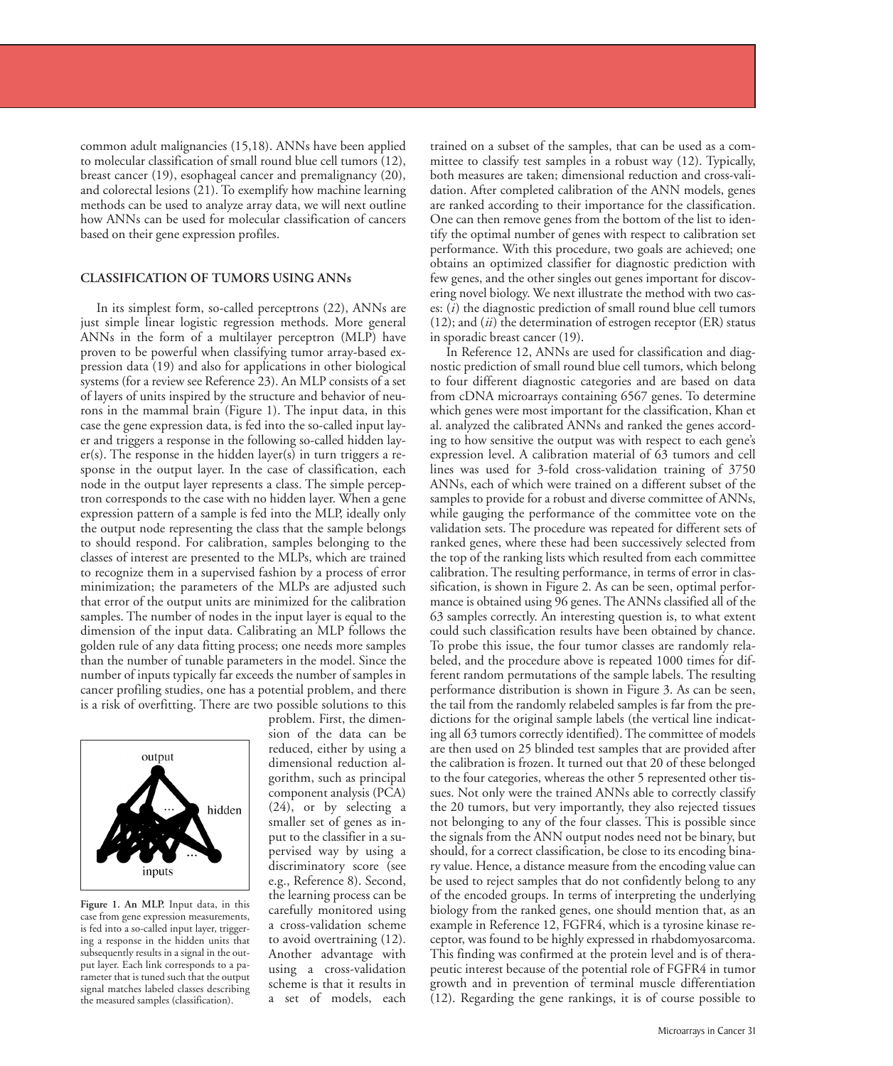common adult malignancies (15,18). ANNs have been applied to molecular classification of small round blue cell tumors (12), breast cancer (19), esophageal cancer and premalignancy (20), and colorectal lesions (21). To exemplify how machine learning methods can be used to analyze array data, we will next outline how ANNs can be used for molecular classification of cancers based on their gene expression profiles.

## CLASSIFICATION OF TUMORS USING ANNs

In its simplest form, so-called perceptrons (22), ANNs are just simple linear logistic regression methods. More general ANNs in the form of a multilayer perceptron (MLP) have proven to be powerful when classifying tumor array-based expression data (19) and also for applications in other biological systems (for a review see Reference 23). An MLP consists of a set of layers of units inspired by the structure and behavior of neurons in the mammal brain (Figure 1). The input data, in this case the gene expression data, is fed into the so-called input layer and triggers a response in the following so-called hidden layer(s). The response in the hidden layer(s) in turn triggers a response in the output layer. In the case of classification, each node in the output layer represents a class. The simple perceptron corresponds to the case with no hidden layer. When a gene expression pattern of a sample is fed into the MLP, ideally only the output node representing the class that the sample belongs to should respond. For calibration, samples belonging to the classes of interest are presented to the MLPs, which are trained to recognize them in a supervised fashion by a process of error minimization; the parameters of the MLPs are adjusted such that error of the output units are minimized for the calibration samples. The number of nodes in the input layer is equal to the dimension of the input data. Calibrating an MLP follows the golden rule of any data fitting process; one needs more samples than the number of tunable parameters in the model. Since the number of inputs typically far exceeds the number of samples in cancer profiling studies, one has a potential problem, and there is a risk of overfitting. There are two possible solutions to this problem. First, the dimension of the data can be reduced, either by using a dimensional reduction algorithm, such as principal component analysis (PCA) (24), or by selecting a smaller set of genes as input to the classifier in a supervised way by using a discriminatory score (see e.g., Reference 8). Second, the learning process can be carefully monitored using a cross-validation scheme to avoid overtraining (12). Another advantage with using a cross-validation scheme is that it results in a set of models, each trained on a subset of the samples, that can be used as a committee to classify test samples in a robust way (12). Typically, both measures are taken; dimensional reduction and cross-validation. After completed calibration of the ANN models, genes are ranked according to their importance for the classification. One can then remove genes from the bottom of the list to identify the optimal number of genes with respect to calibration set performance. With this procedure, two goals are achieved; one obtains an optimized classifier for diagnostic prediction with few genes, and the other singles out genes important for discovering novel biology. We next illustrate the method with two cases: (*i*) the diagnostic prediction of small round blue cell tumors (12); and (*ii*) the determination of estrogen receptor (ER) status in sporadic breast cancer (19).

**Figure 1. An MLP.** Input data, in this case from gene expression measurements, is fed into a so-called input layer, triggering a response in the hidden units that subsequently results in a signal in the output layer. Each link corresponds to a parameter that is tuned such that the output signal matches labeled classes describing the measured samples (classification).

In Reference 12, ANNs are used for classification and diagnostic prediction of small round blue cell tumors, which belong to four different diagnostic categories and are based on data from cDNA microarrays containing 6567 genes. To determine which genes were most important for the classification, Khan et al. analyzed the calibrated ANNs and ranked the genes according to how sensitive the output was with respect to each gene's expression level. A calibration material of 63 tumors and cell lines was used for 3-fold cross-validation training of 3750 ANNs, each of which were trained on a different subset of the samples to provide for a robust and diverse committee of ANNs, while gauging the performance of the committee vote on the validation sets. The procedure was repeated for different sets of ranked genes, where these had been successively selected from the top of the ranking lists which resulted from each committee calibration. The resulting performance, in terms of error in classification, is shown in Figure 2. As can be seen, optimal performance is obtained using 96 genes. The ANNs classified all of the 63 samples correctly. An interesting question is, to what extent could such classification results have been obtained by chance. To probe this issue, the four tumor classes are randomly relabeled, and the procedure above is repeated 1000 times for different random permutations of the sample labels. The resulting performance distribution is shown in Figure 3. As can be seen, the tail from the randomly relabeled samples is far from the predictions for the original sample labels (the vertical line indicating all 63 tumors correctly identified). The committee of models are then used on 25 blinded test samples that are provided after the calibration is frozen. It turned out that 20 of these belonged to the four categories, whereas the other 5 represented other tissues. Not only were the trained ANNs able to correctly classify the 20 tumors, but very importantly, they also rejected tissues not belonging to any of the four classes. This is possible since the signals from the ANN output nodes need not be binary, but should, for a correct classification, be close to its encoding binary value. Hence, a distance measure from the encoding value can be used to reject samples that do not confidently belong to any of the encoded groups. In terms of interpreting the underlying biology from the ranked genes, one should mention that, as an example in Reference 12, FGFR4, which is a tyrosine kinase receptor, was found to be highly expressed in rhabdomyosarcoma. This finding was confirmed at the protein level and is of therapeutic interest because of the potential role of FGFR4 in tumor growth and in prevention of terminal muscle differentiation (12). Regarding the gene rankings, it is of course possible to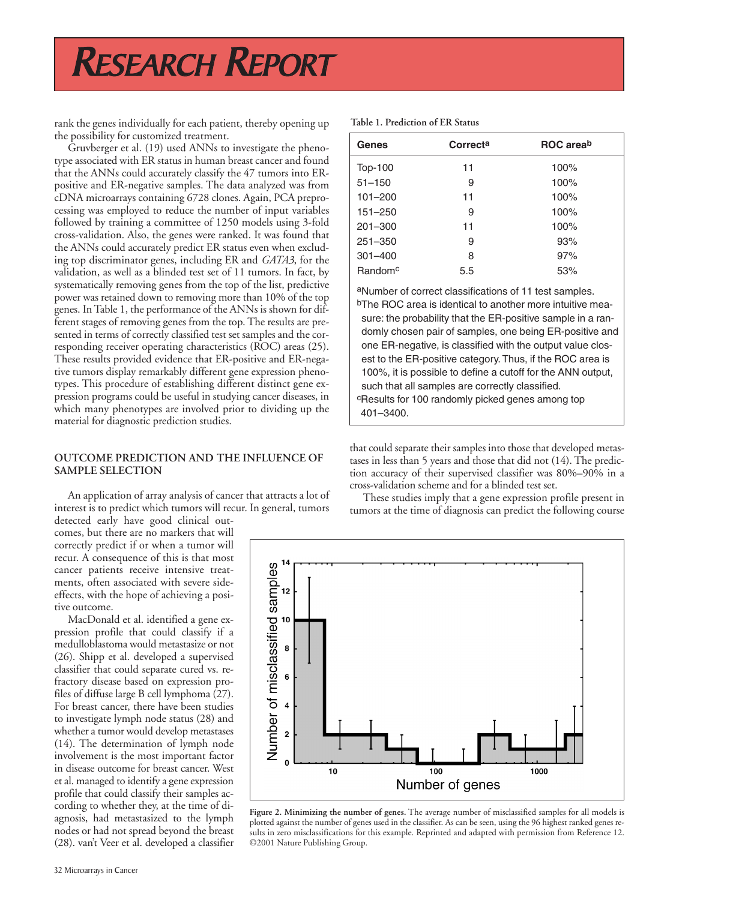rank the genes individually for each patient, thereby opening up the possibility for customized treatment.

Gruvberger et al. (19) used ANNs to investigate the phenotype associated with ER status in human breast cancer and found that the ANNs could accurately classify the 47 tumors into ER-positive and ER-negative samples. The data analyzed was from cDNA microarrays containing 6728 clones. Again, PCA preprocessing was employed to reduce the number of input variables followed by training a committee of 1250 models using 3-fold cross-validation. Also, the genes were ranked. It was found that the ANNs could accurately predict ER status even when excluding top discriminator genes, including ER and *GATA3*, for the validation, as well as a blinded test set of 11 tumors. In fact, by systematically removing genes from the top of the list, predictive power was retained down to removing more than 10% of the top genes. In Table 1, the performance of the ANNs is shown for different stages of removing genes from the top. The results are presented in terms of correctly classified test set samples and the corresponding receiver operating characteristics (ROC) areas (25). These results provided evidence that ER-positive and ER-negative tumors display remarkably different gene expression phenotypes. This procedure of establishing different distinct gene expression programs could be useful in studying cancer diseases, in which many phenotypes are involved prior to dividing up the material for diagnostic prediction studies.

**Table 1. Prediction of ER Status**

| Genes | Correct[a] | ROC area[b] |
|---|---|---|
| Top-100 | 11 | 100% |
| 51–150 | 9 | 100% |
| 101–200 | 11 | 100% |
| 151–250 | 9 | 100% |
| 201–300 | 11 | 100% |
| 251–350 | 9 | 93% |
| 301–400 | 8 | 97% |
| Random[c] | 5.5 | 53% |

[a]Number of correct classifications of 11 test samples.
[b]The ROC area is identical to another more intuitive measure: the probability that the ER-positive sample in a randomly chosen pair of samples, one being ER-positive and one ER-negative, is classified with the output value closest to the ER-positive category. Thus, if the ROC area is 100%, it is possible to define a cutoff for the ANN output, such that all samples are correctly classified.
[c]Results for 100 randomly picked genes among top 401–3400.

## OUTCOME PREDICTION AND THE INFLUENCE OF SAMPLE SELECTION

An application of array analysis of cancer that attracts a lot of interest is to predict which tumors will recur. In general, tumors detected early have good clinical outcomes, but there are no markers that will correctly predict if or when a tumor will recur. A consequence of this is that most cancer patients receive intensive treatments, often associated with severe side-effects, with the hope of achieving a positive outcome.

MacDonald et al. identified a gene expression profile that could classify if a medulloblastoma would metastasize or not (26). Shipp et al. developed a supervised classifier that could separate cured vs. refractory disease based on expression profiles of diffuse large B cell lymphoma (27). For breast cancer, there have been studies to investigate lymph node status (28) and whether a tumor would develop metastases (14). The determination of lymph node involvement is the most important factor in disease outcome for breast cancer. West et al. managed to identify a gene expression profile that could classify their samples according to whether they, at the time of diagnosis, had metastasized to the lymph nodes or had not spread beyond the breast (28). van't Veer et al. developed a classifier that could separate their samples into those that developed metastases in less than 5 years and those that did not (14). The prediction accuracy of their supervised classifier was 80%–90% in a cross-validation scheme and for a blinded test set.

These studies imply that a gene expression profile present in tumors at the time of diagnosis can predict the following course

**Figure 2. Minimizing the number of genes.** The average number of misclassified samples for all models is plotted against the number of genes used in the classifier. As can be seen, using the 96 highest ranked genes results in zero misclassifications for this example. Reprinted and adapted with permission from Reference 12. ©2001 Nature Publishing Group.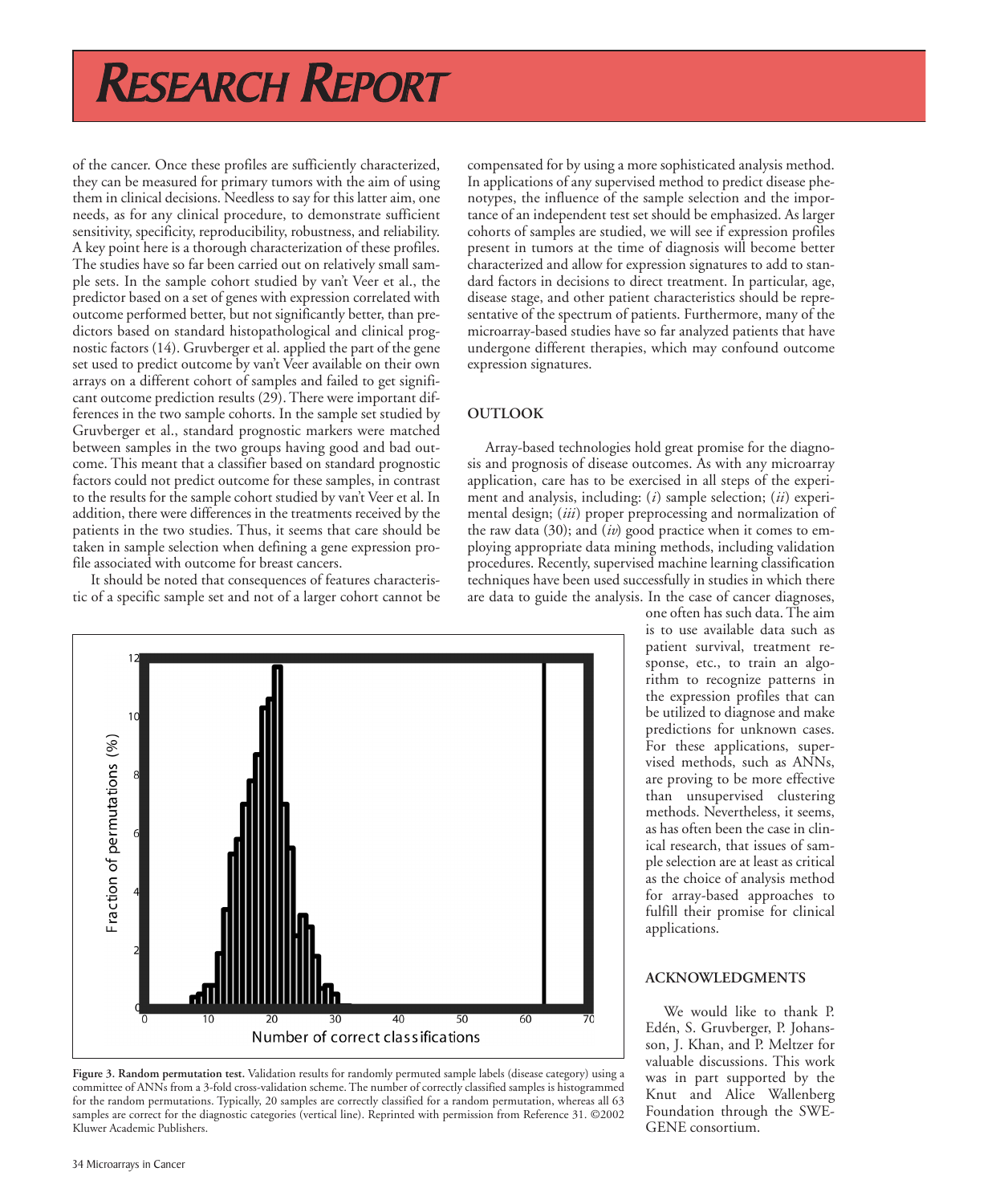of the cancer. Once these profiles are sufficiently characterized, they can be measured for primary tumors with the aim of using them in clinical decisions. Needless to say for this latter aim, one needs, as for any clinical procedure, to demonstrate sufficient sensitivity, specificity, reproducibility, robustness, and reliability. A key point here is a thorough characterization of these profiles. The studies have so far been carried out on relatively small sample sets. In the sample cohort studied by van't Veer et al., the predictor based on a set of genes with expression correlated with outcome performed better, but not significantly better, than predictors based on standard histopathological and clinical prognostic factors (14). Gruvberger et al. applied the part of the gene set used to predict outcome by van't Veer available on their own arrays on a different cohort of samples and failed to get significant outcome prediction results (29). There were important differences in the two sample cohorts. In the sample set studied by Gruvberger et al., standard prognostic markers were matched between samples in the two groups having good and bad outcome. This meant that a classifier based on standard prognostic factors could not predict outcome for these samples, in contrast to the results for the sample cohort studied by van't Veer et al. In addition, there were differences in the treatments received by the patients in the two studies. Thus, it seems that care should be taken in sample selection when defining a gene expression profile associated with outcome for breast cancers.

It should be noted that consequences of features characteristic of a specific sample set and not of a larger cohort cannot be compensated for by using a more sophisticated analysis method. In applications of any supervised method to predict disease phenotypes, the influence of the sample selection and the importance of an independent test set should be emphasized. As larger cohorts of samples are studied, we will see if expression profiles present in tumors at the time of diagnosis will become better characterized and allow for expression signatures to add to standard factors in decisions to direct treatment. In particular, age, disease stage, and other patient characteristics should be representative of the spectrum of patients. Furthermore, many of the microarray-based studies have so far analyzed patients that have undergone different therapies, which may confound outcome expression signatures.

## OUTLOOK

Array-based technologies hold great promise for the diagnosis and prognosis of disease outcomes. As with any microarray application, care has to be exercised in all steps of the experiment and analysis, including: (*i*) sample selection; (*ii*) experimental design; (*iii*) proper preprocessing and normalization of the raw data (30); and (*iv*) good practice when it comes to employing appropriate data mining methods, including validation procedures. Recently, supervised machine learning classification techniques have been used successfully in studies in which there are data to guide the analysis. In the case of cancer diagnoses, one often has such data. The aim is to use available data such as patient survival, treatment response, etc., to train an algorithm to recognize patterns in the expression profiles that can be utilized to diagnose and make predictions for unknown cases. For these applications, supervised methods, such as ANNs, are proving to be more effective than unsupervised clustering methods. Nevertheless, it seems, as has often been the case in clinical research, that issues of sample selection are at least as critical as the choice of analysis method for array-based approaches to fulfill their promise for clinical applications.

**Figure 3. Random permutation test.** Validation results for randomly permuted sample labels (disease category) using a committee of ANNs from a 3-fold cross-validation scheme. The number of correctly classified samples is histogrammed for the random permutations. Typically, 20 samples are correctly classified for a random permutation, whereas all 63 samples are correct for the diagnostic categories (vertical line). Reprinted with permission from Reference 31. ©2002 Kluwer Academic Publishers.

## ACKNOWLEDGMENTS

We would like to thank P. Edén, S. Gruvberger, P. Johansson, J. Khan, and P. Meltzer for valuable discussions. This work was in part supported by the Knut and Alice Wallenberg Foundation through the SWEGENE consortium.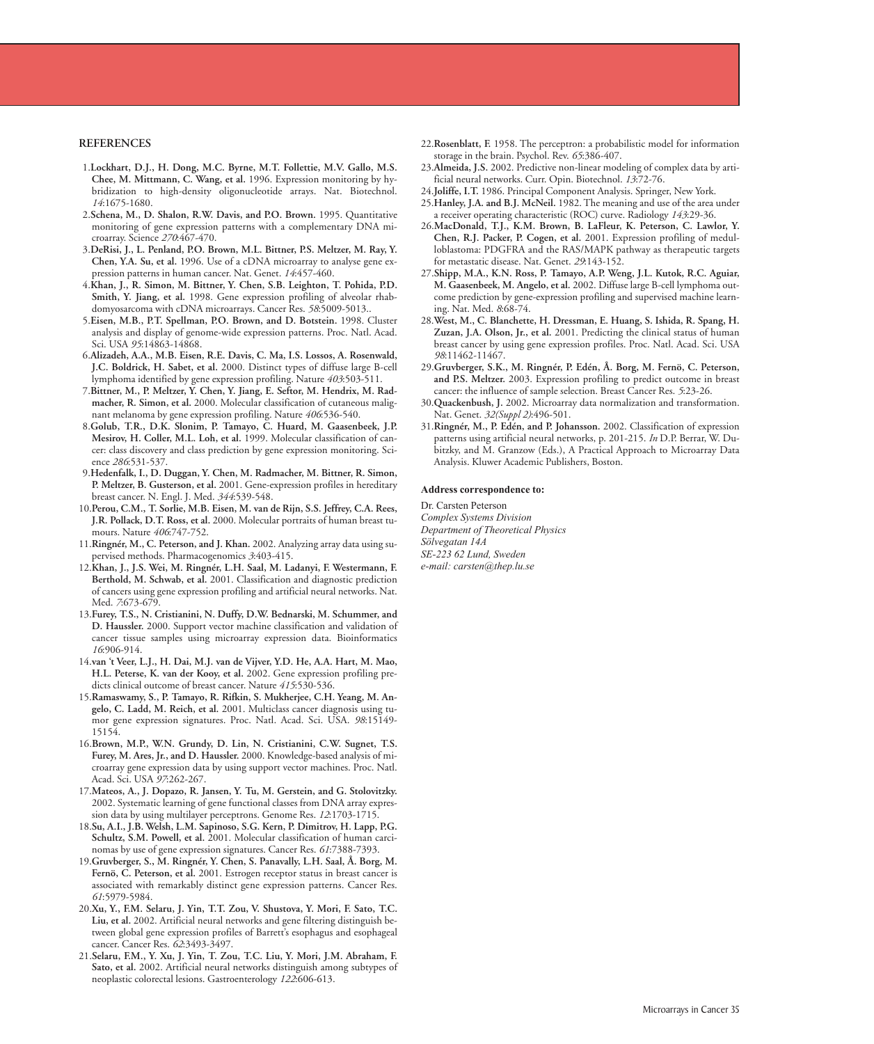## REFERENCES

1. **Lockhart, D.J., H. Dong, M.C. Byrne, M.T. Follettie, M.V. Gallo, M.S. Chee, M. Mittmann, C. Wang, et al.** 1996. Expression monitoring by hybridization to high-density oligonucleotide arrays. Nat. Biotechnol. *14*:1675-1680.
2. **Schena, M., D. Shalon, R.W. Davis, and P.O. Brown.** 1995. Quantitative monitoring of gene expression patterns with a complementary DNA microarray. Science *270*:467-470.
3. **DeRisi, J., L. Penland, P.O. Brown, M.L. Bittner, P.S. Meltzer, M. Ray, Y. Chen, Y.A. Su, et al.** 1996. Use of a cDNA microarray to analyse gene expression patterns in human cancer. Nat. Genet. *14*:457-460.
4. **Khan, J., R. Simon, M. Bittner, Y. Chen, S.B. Leighton, T. Pohida, P.D. Smith, Y. Jiang, et al.** 1998. Gene expression profiling of alveolar rhabdomyosarcoma with cDNA microarrays. Cancer Res. *58*:5009-5013..
5. **Eisen, M.B., P.T. Spellman, P.O. Brown, and D. Botstein.** 1998. Cluster analysis and display of genome-wide expression patterns. Proc. Natl. Acad. Sci. USA *95*:14863-14868.
6. **Alizadeh, A.A., M.B. Eisen, R.E. Davis, C. Ma, I.S. Lossos, A. Rosenwald, J.C. Boldrick, H. Sabet, et al.** 2000. Distinct types of diffuse large B-cell lymphoma identified by gene expression profiling. Nature *403*:503-511.
7. **Bittner, M., P. Meltzer, Y. Chen, Y. Jiang, E. Seftor, M. Hendrix, M. Radmacher, R. Simon, et al.** 2000. Molecular classification of cutaneous malignant melanoma by gene expression profiling. Nature *406*:536-540.
8. **Golub, T.R., D.K. Slonim, P. Tamayo, C. Huard, M. Gaasenbeek, J.P. Mesirov, H. Coller, M.L. Loh, et al.** 1999. Molecular classification of cancer: class discovery and class prediction by gene expression monitoring. Science *286*:531-537.
9. **Hedenfalk, I., D. Duggan, Y. Chen, M. Radmacher, M. Bittner, R. Simon, P. Meltzer, B. Gusterson, et al.** 2001. Gene-expression profiles in hereditary breast cancer. N. Engl. J. Med. *344*:539-548.
10. **Perou, C.M., T. Sorlie, M.B. Eisen, M. van de Rijn, S.S. Jeffrey, C.A. Rees, J.R. Pollack, D.T. Ross, et al.** 2000. Molecular portraits of human breast tumours. Nature *406*:747-752.
11. **Ringnér, M., C. Peterson, and J. Khan.** 2002. Analyzing array data using supervised methods. Pharmacogenomics *3*:403-415.
12. **Khan, J., J.S. Wei, M. Ringnér, L.H. Saal, M. Ladanyi, F. Westermann, F. Berthold, M. Schwab, et al.** 2001. Classification and diagnostic prediction of cancers using gene expression profiling and artificial neural networks. Nat. Med. *7*:673-679.
13. **Furey, T.S., N. Cristianini, N. Duffy, D.W. Bednarski, M. Schummer, and D. Haussler.** 2000. Support vector machine classification and validation of cancer tissue samples using microarray expression data. Bioinformatics *16*:906-914.
14. **van 't Veer, L.J., H. Dai, M.J. van de Vijver, Y.D. He, A.A. Hart, M. Mao, H.L. Peterse, K. van der Kooy, et al.** 2002. Gene expression profiling predicts clinical outcome of breast cancer. Nature *415*:530-536.
15. **Ramaswamy, S., P. Tamayo, R. Rifkin, S. Mukherjee, C.H. Yeang, M. Angelo, C. Ladd, M. Reich, et al.** 2001. Multiclass cancer diagnosis using tumor gene expression signatures. Proc. Natl. Acad. Sci. USA. *98*:15149-15154.
16. **Brown, M.P., W.N. Grundy, D. Lin, N. Cristianini, C.W. Sugnet, T.S. Furey, M. Ares, Jr., and D. Haussler.** 2000. Knowledge-based analysis of microarray gene expression data by using support vector machines. Proc. Natl. Acad. Sci. USA *97*:262-267.
17. **Mateos, A., J. Dopazo, R. Jansen, Y. Tu, M. Gerstein, and G. Stolovitzky.** 2002. Systematic learning of gene functional classes from DNA array expression data by using multilayer perceptrons. Genome Res. *12*:1703-1715.
18. **Su, A.I., J.B. Welsh, L.M. Sapinoso, S.G. Kern, P. Dimitrov, H. Lapp, P.G. Schultz, S.M. Powell, et al.** 2001. Molecular classification of human carcinomas by use of gene expression signatures. Cancer Res. *61*:7388-7393.
19. **Gruvberger, S., M. Ringnér, Y. Chen, S. Panavally, L.H. Saal, Å. Borg, M. Fernö, C. Peterson, et al.** 2001. Estrogen receptor status in breast cancer is associated with remarkably distinct gene expression patterns. Cancer Res. *61*:5979-5984.
20. **Xu, Y., F.M. Selaru, J. Yin, T.T. Zou, V. Shustova, Y. Mori, F. Sato, T.C. Liu, et al.** 2002. Artificial neural networks and gene filtering distinguish between global gene expression profiles of Barrett's esophagus and esophageal cancer. Cancer Res. *62*:3493-3497.
21. **Selaru, F.M., Y. Xu, J. Yin, T. Zou, T.C. Liu, Y. Mori, J.M. Abraham, F. Sato, et al.** 2002. Artificial neural networks distinguish among subtypes of neoplastic colorectal lesions. Gastroenterology *122*:606-613.
22. **Rosenblatt, F.** 1958. The perceptron: a probabilistic model for information storage in the brain. Psychol. Rev. *65*:386-407.
23. **Almeida, J.S.** 2002. Predictive non-linear modeling of complex data by artificial neural networks. Curr. Opin. Biotechnol. *13*:72-76.
24. **Joliffe, I.T.** 1986. Principal Component Analysis. Springer, New York.
25. **Hanley, J.A. and B.J. McNeil.** 1982. The meaning and use of the area under a receiver operating characteristic (ROC) curve. Radiology *143*:29-36.
26. **MacDonald, T.J., K.M. Brown, B. LaFleur, K. Peterson, C. Lawlor, Y. Chen, R.J. Packer, P. Cogen, et al.** 2001. Expression profiling of medulloblastoma: PDGFRA and the RAS/MAPK pathway as therapeutic targets for metastatic disease. Nat. Genet. *29*:143-152.
27. **Shipp, M.A., K.N. Ross, P. Tamayo, A.P. Weng, J.L. Kutok, R.C. Aguiar, M. Gaasenbeek, M. Angelo, et al.** 2002. Diffuse large B-cell lymphoma outcome prediction by gene-expression profiling and supervised machine learning. Nat. Med. *8*:68-74.
28. **West, M., C. Blanchette, H. Dressman, E. Huang, S. Ishida, R. Spang, H. Zuzan, J.A. Olson, Jr., et al.** 2001. Predicting the clinical status of human breast cancer by using gene expression profiles. Proc. Natl. Acad. Sci. USA *98*:11462-11467.
29. **Gruvberger, S.K., M. Ringnér, P. Edén, Å. Borg, M. Fernö, C. Peterson, and P.S. Meltzer.** 2003. Expression profiling to predict outcome in breast cancer: the influence of sample selection. Breast Cancer Res. *5*:23-26.
30. **Quackenbush, J.** 2002. Microarray data normalization and transformation. Nat. Genet. *32(Suppl 2)*:496-501.
31. **Ringnér, M., P. Edén, and P. Johansson.** 2002. Classification of expression patterns using artificial neural networks, p. 201-215. *In* D.P. Berrar, W. Dubitzky, and M. Granzow (Eds.), A Practical Approach to Microarray Data Analysis. Kluwer Academic Publishers, Boston.

**Address correspondence to:**

Dr. Carsten Peterson
*Complex Systems Division*
*Department of Theoretical Physics*
*Sölvegatan 14A*
*SE-223 62 Lund, Sweden*
*e-mail: carsten@thep.lu.se*